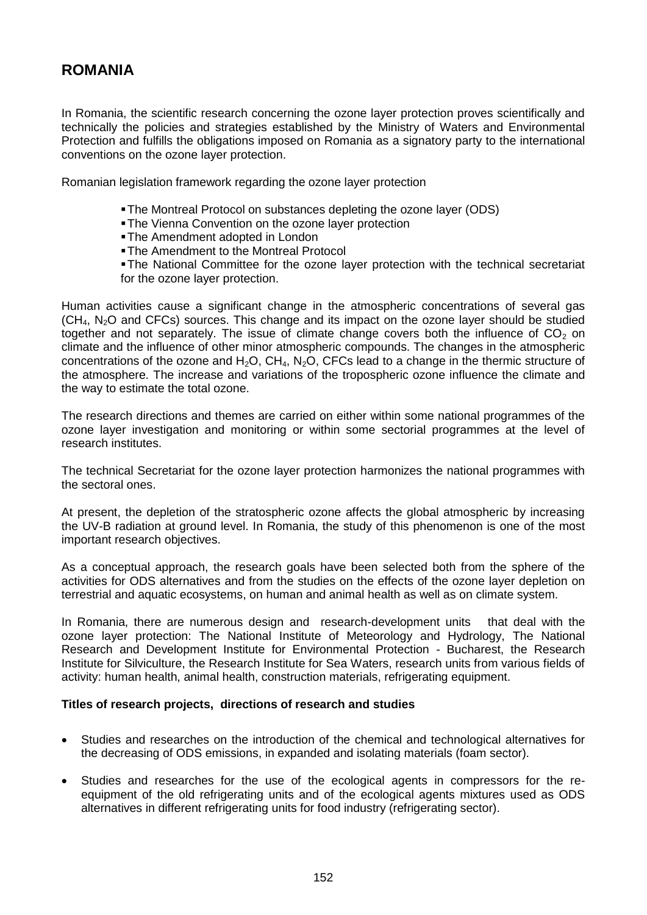# ROMANIA

In Romania, the scientific research concerning the ozone layer protection proves scientifically and technically the policies and strategies established by the Ministry of Waters and Environmental Protection and fulfills the obligations imposed on Romania as a signatory party to the international conventions on the ozone layer protection.

Romanian legislation framework regarding the ozone layer protection

- The Montreal Protocol on substances depleting the ozone layer (ODS)
- The Vienna Convention on the ozone layer protection
- The Amendment adopted in London
- The Amendment to the Montreal Protocol
- The National Committee for the ozone layer protection with the technical secretariat for the ozone layer protection.

Human activities cause a significant change in the atmospheric concentrations of several gas ($CH_4$, $N_2O$ and CFCs) sources. This change and its impact on the ozone layer should be studied together and not separately. The issue of climate change covers both the influence of $CO_2$ on climate and the influence of other minor atmospheric compounds. The changes in the atmospheric concentrations of the ozone and $H_2O$, $CH_4$, $N_2O$, CFCs lead to a change in the thermic structure of the atmosphere. The increase and variations of the tropospheric ozone influence the climate and the way to estimate the total ozone.

The research directions and themes are carried on either within some national programmes of the ozone layer investigation and monitoring or within some sectorial programmes at the level of research institutes.

The technical Secretariat for the ozone layer protection harmonizes the national programmes with the sectoral ones.

At present, the depletion of the stratospheric ozone affects the global atmospheric by increasing the UV-B radiation at ground level. In Romania, the study of this phenomenon is one of the most important research objectives.

As a conceptual approach, the research goals have been selected both from the sphere of the activities for ODS alternatives and from the studies on the effects of the ozone layer depletion on terrestrial and aquatic ecosystems, on human and animal health as well as on climate system.

In Romania, there are numerous design and research-development units that deal with the ozone layer protection: The National Institute of Meteorology and Hydrology, The National Research and Development Institute for Environmental Protection - Bucharest, the Research Institute for Silviculture, the Research Institute for Sea Waters, research units from various fields of activity: human health, animal health, construction materials, refrigerating equipment.

**Titles of research projects, directions of research and studies**

- Studies and researches on the introduction of the chemical and technological alternatives for the decreasing of ODS emissions, in expanded and isolating materials (foam sector).
- Studies and researches for the use of the ecological agents in compressors for the re-equipment of the old refrigerating units and of the ecological agents mixtures used as ODS alternatives in different refrigerating units for food industry (refrigerating sector).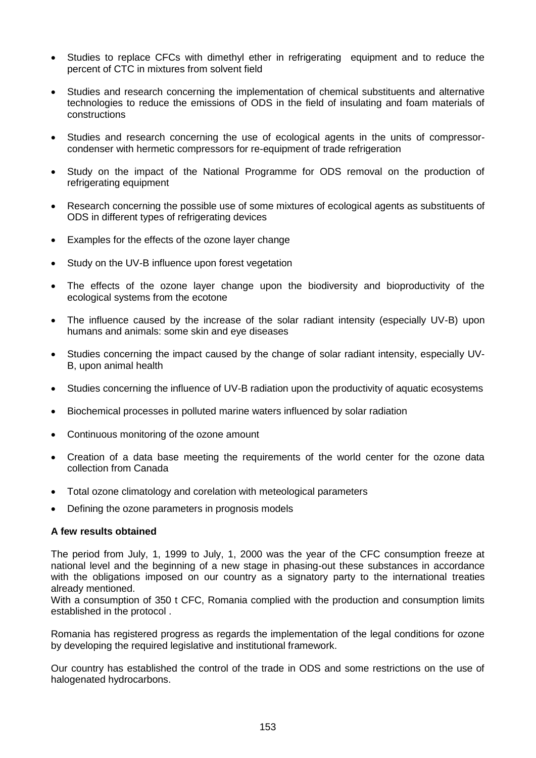- Studies to replace CFCs with dimethyl ether in refrigerating equipment and to reduce the percent of CTC in mixtures from solvent field
- Studies and research concerning the implementation of chemical substituents and alternative technologies to reduce the emissions of ODS in the field of insulating and foam materials of constructions
- Studies and research concerning the use of ecological agents in the units of compressor-condenser with hermetic compressors for re-equipment of trade refrigeration
- Study on the impact of the National Programme for ODS removal on the production of refrigerating equipment
- Research concerning the possible use of some mixtures of ecological agents as substituents of ODS in different types of refrigerating devices
- Examples for the effects of the ozone layer change
- Study on the UV-B influence upon forest vegetation
- The effects of the ozone layer change upon the biodiversity and bioproductivity of the ecological systems from the ecotone
- The influence caused by the increase of the solar radiant intensity (especially UV-B) upon humans and animals: some skin and eye diseases
- Studies concerning the impact caused by the change of solar radiant intensity, especially UV-B, upon animal health
- Studies concerning the influence of UV-B radiation upon the productivity of aquatic ecosystems
- Biochemical processes in polluted marine waters influenced by solar radiation
- Continuous monitoring of the ozone amount
- Creation of a data base meeting the requirements of the world center for the ozone data collection from Canada
- Total ozone climatology and corelation with meteological parameters
- Defining the ozone parameters in prognosis models

**A few results obtained**

The period from July, 1, 1999 to July, 1, 2000 was the year of the CFC consumption freeze at national level and the beginning of a new stage in phasing-out these substances in accordance with the obligations imposed on our country as a signatory party to the international treaties already mentioned.
With a consumption of 350 t CFC, Romania complied with the production and consumption limits established in the protocol .

Romania has registered progress as regards the implementation of the legal conditions for ozone by developing the required legislative and institutional framework.

Our country has established the control of the trade in ODS and some restrictions on the use of halogenated hydrocarbons.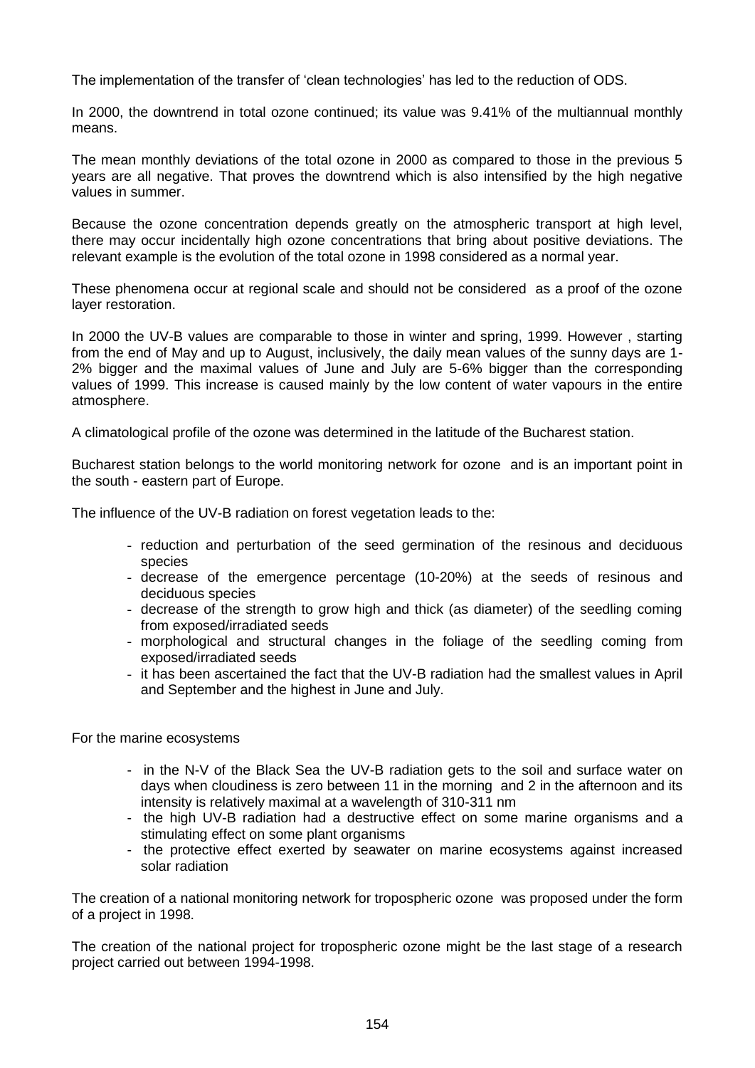The implementation of the transfer of 'clean technologies' has led to the reduction of ODS.

In 2000, the downtrend in total ozone continued; its value was 9.41% of the multiannual monthly means.

The mean monthly deviations of the total ozone in 2000 as compared to those in the previous 5 years are all negative. That proves the downtrend which is also intensified by the high negative values in summer.

Because the ozone concentration depends greatly on the atmospheric transport at high level, there may occur incidentally high ozone concentrations that bring about positive deviations. The relevant example is the evolution of the total ozone in 1998 considered as a normal year.

These phenomena occur at regional scale and should not be considered as a proof of the ozone layer restoration.

In 2000 the UV-B values are comparable to those in winter and spring, 1999. However , starting from the end of May and up to August, inclusively, the daily mean values of the sunny days are 1-2% bigger and the maximal values of June and July are 5-6% bigger than the corresponding values of 1999. This increase is caused mainly by the low content of water vapours in the entire atmosphere.

A climatological profile of the ozone was determined in the latitude of the Bucharest station.

Bucharest station belongs to the world monitoring network for ozone and is an important point in the south - eastern part of Europe.

The influence of the UV-B radiation on forest vegetation leads to the:

- reduction and perturbation of the seed germination of the resinous and deciduous species
- decrease of the emergence percentage (10-20%) at the seeds of resinous and deciduous species
- decrease of the strength to grow high and thick (as diameter) of the seedling coming from exposed/irradiated seeds
- morphological and structural changes in the foliage of the seedling coming from exposed/irradiated seeds
- it has been ascertained the fact that the UV-B radiation had the smallest values in April and September and the highest in June and July.

For the marine ecosystems

- in the N-V of the Black Sea the UV-B radiation gets to the soil and surface water on days when cloudiness is zero between 11 in the morning and 2 in the afternoon and its intensity is relatively maximal at a wavelength of 310-311 nm
- the high UV-B radiation had a destructive effect on some marine organisms and a stimulating effect on some plant organisms
- the protective effect exerted by seawater on marine ecosystems against increased solar radiation

The creation of a national monitoring network for tropospheric ozone was proposed under the form of a project in 1998.

The creation of the national project for tropospheric ozone might be the last stage of a research project carried out between 1994-1998.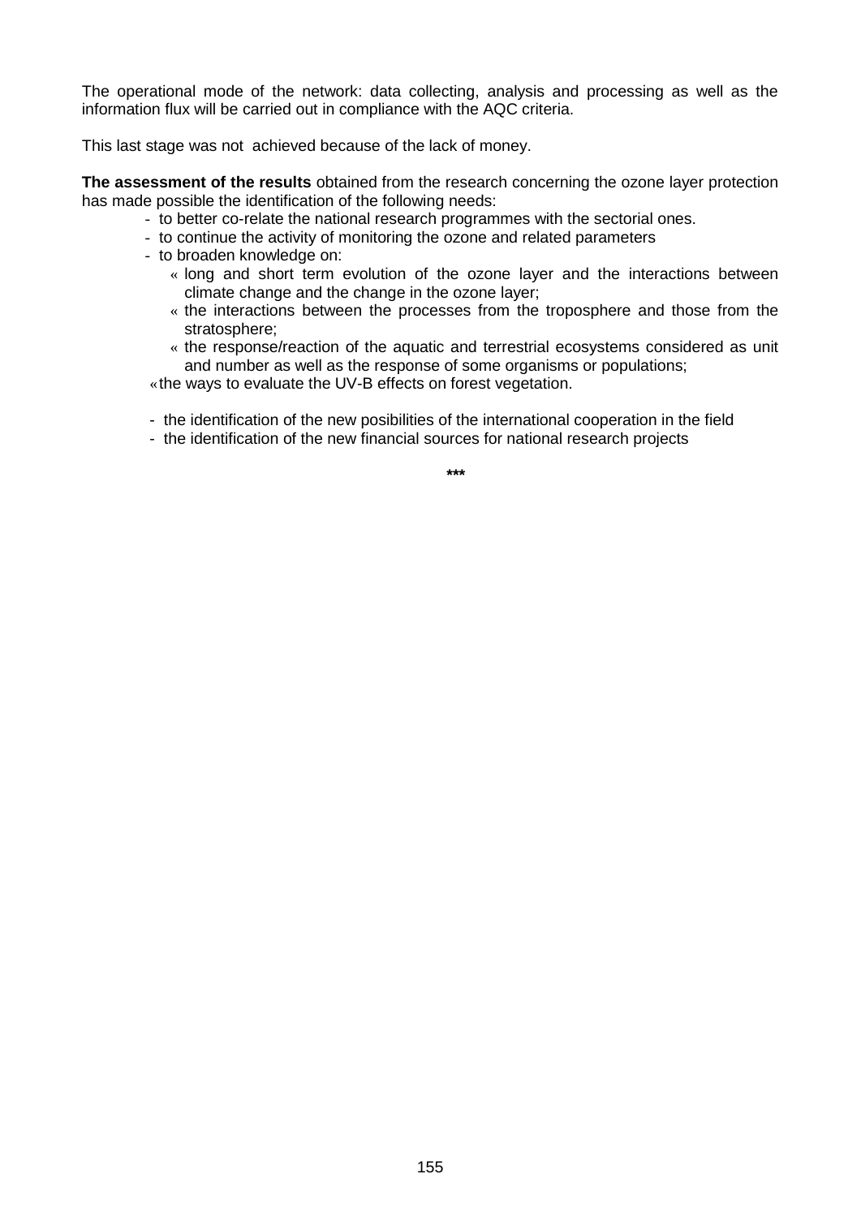The operational mode of the network: data collecting, analysis and processing as well as the information flux will be carried out in compliance with the AQC criteria.

This last stage was not achieved because of the lack of money.

**The assessment of the results** obtained from the research concerning the ozone layer protection has made possible the identification of the following needs:

- to better co-relate the national research programmes with the sectorial ones.
- to continue the activity of monitoring the ozone and related parameters
- to broaden knowledge on:
  - « long and short term evolution of the ozone layer and the interactions between climate change and the change in the ozone layer;
  - « the interactions between the processes from the troposphere and those from the stratosphere;
  - « the response/reaction of the aquatic and terrestrial ecosystems considered as unit and number as well as the response of some organisms or populations;
  - «the ways to evaluate the UV-B effects on forest vegetation.
- the identification of the new posibilities of the international cooperation in the field
- the identification of the new financial sources for national research projects

***